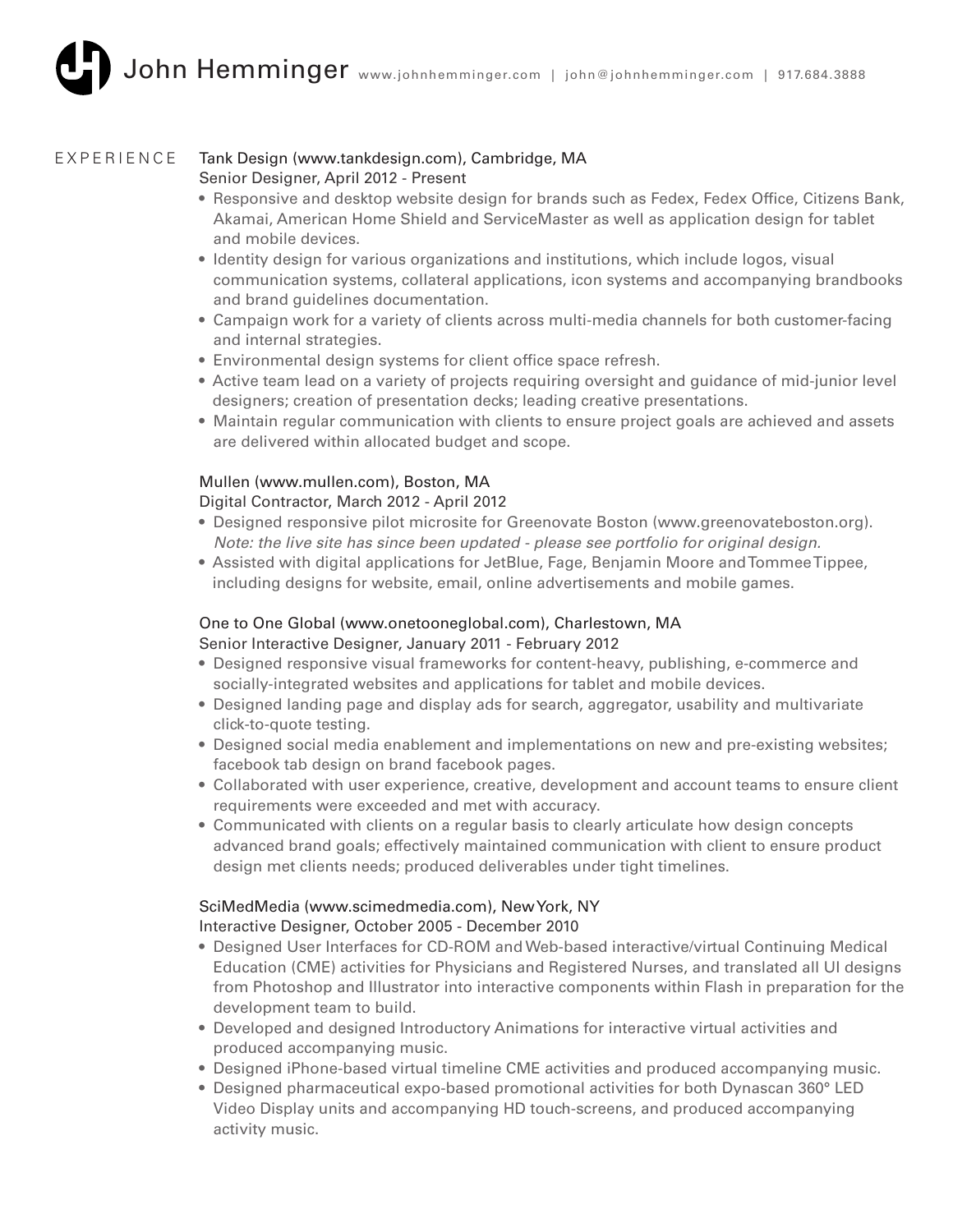# John Hemminger

www.johnhemminger.com | john@johnhemminger.com | 917.684.3888

## EXPERIENCE

**Tank Design (www.tankdesign.com), Cambridge, MA**
Senior Designer, April 2012 - Present

- Responsive and desktop website design for brands such as Fedex, Fedex Office, Citizens Bank, Akamai, American Home Shield and ServiceMaster as well as application design for tablet and mobile devices.
- Identity design for various organizations and institutions, which include logos, visual communication systems, collateral applications, icon systems and accompanying brandbooks and brand guidelines documentation.
- Campaign work for a variety of clients across multi-media channels for both customer-facing and internal strategies.
- Environmental design systems for client office space refresh.
- Active team lead on a variety of projects requiring oversight and guidance of mid-junior level designers; creation of presentation decks; leading creative presentations.
- Maintain regular communication with clients to ensure project goals are achieved and assets are delivered within allocated budget and scope.

**Mullen (www.mullen.com), Boston, MA**
Digital Contractor, March 2012 - April 2012

- Designed responsive pilot microsite for Greenovate Boston (www.greenovateboston.org). *Note: the live site has since been updated - please see portfolio for original design.*
- Assisted with digital applications for JetBlue, Fage, Benjamin Moore and Tommee Tippee, including designs for website, email, online advertisements and mobile games.

**One to One Global (www.onetooneglobal.com), Charlestown, MA**
Senior Interactive Designer, January 2011 - February 2012

- Designed responsive visual frameworks for content-heavy, publishing, e-commerce and socially-integrated websites and applications for tablet and mobile devices.
- Designed landing page and display ads for search, aggregator, usability and multivariate click-to-quote testing.
- Designed social media enablement and implementations on new and pre-existing websites; facebook tab design on brand facebook pages.
- Collaborated with user experience, creative, development and account teams to ensure client requirements were exceeded and met with accuracy.
- Communicated with clients on a regular basis to clearly articulate how design concepts advanced brand goals; effectively maintained communication with client to ensure product design met clients needs; produced deliverables under tight timelines.

**SciMedMedia (www.scimedmedia.com), New York, NY**
Interactive Designer, October 2005 - December 2010

- Designed User Interfaces for CD-ROM and Web-based interactive/virtual Continuing Medical Education (CME) activities for Physicians and Registered Nurses, and translated all UI designs from Photoshop and Illustrator into interactive components within Flash in preparation for the development team to build.
- Developed and designed Introductory Animations for interactive virtual activities and produced accompanying music.
- Designed iPhone-based virtual timeline CME activities and produced accompanying music.
- Designed pharmaceutical expo-based promotional activities for both Dynascan 360° LED Video Display units and accompanying HD touch-screens, and produced accompanying activity music.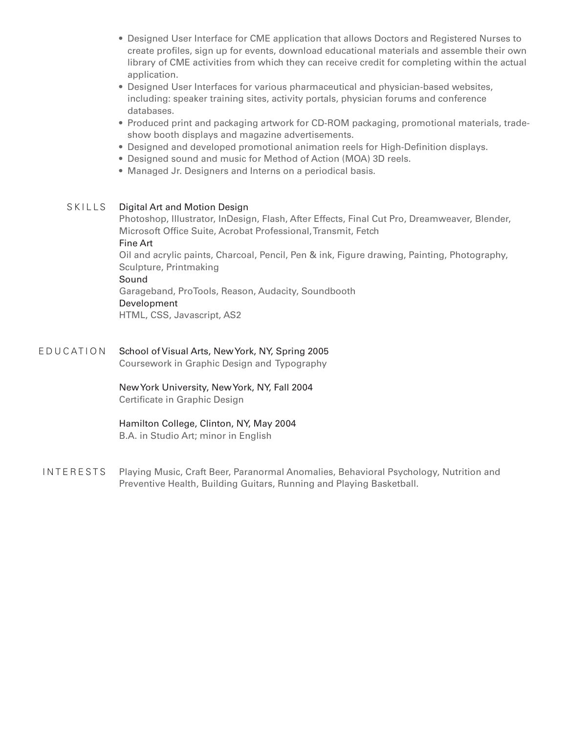- Designed User Interface for CME application that allows Doctors and Registered Nurses to create profiles, sign up for events, download educational materials and assemble their own library of CME activities from which they can receive credit for completing within the actual application.
- Designed User Interfaces for various pharmaceutical and physician-based websites, including: speaker training sites, activity portals, physician forums and conference databases.
- Produced print and packaging artwork for CD-ROM packaging, promotional materials, trade-show booth displays and magazine advertisements.
- Designed and developed promotional animation reels for High-Definition displays.
- Designed sound and music for Method of Action (MOA) 3D reels.
- Managed Jr. Designers and Interns on a periodical basis.

## SKILLS

**Digital Art and Motion Design**
Photoshop, Illustrator, InDesign, Flash, After Effects, Final Cut Pro, Dreamweaver, Blender, Microsoft Office Suite, Acrobat Professional, Transmit, Fetch

**Fine Art**
Oil and acrylic paints, Charcoal, Pencil, Pen & ink, Figure drawing, Painting, Photography, Sculpture, Printmaking

**Sound**
Garageband, ProTools, Reason, Audacity, Soundbooth

**Development**
HTML, CSS, Javascript, AS2

## EDUCATION

**School of Visual Arts, New York, NY, Spring 2005**
Coursework in Graphic Design and Typography

**New York University, New York, NY, Fall 2004**
Certificate in Graphic Design

**Hamilton College, Clinton, NY, May 2004**
B.A. in Studio Art; minor in English

## INTERESTS

Playing Music, Craft Beer, Paranormal Anomalies, Behavioral Psychology, Nutrition and Preventive Health, Building Guitars, Running and Playing Basketball.